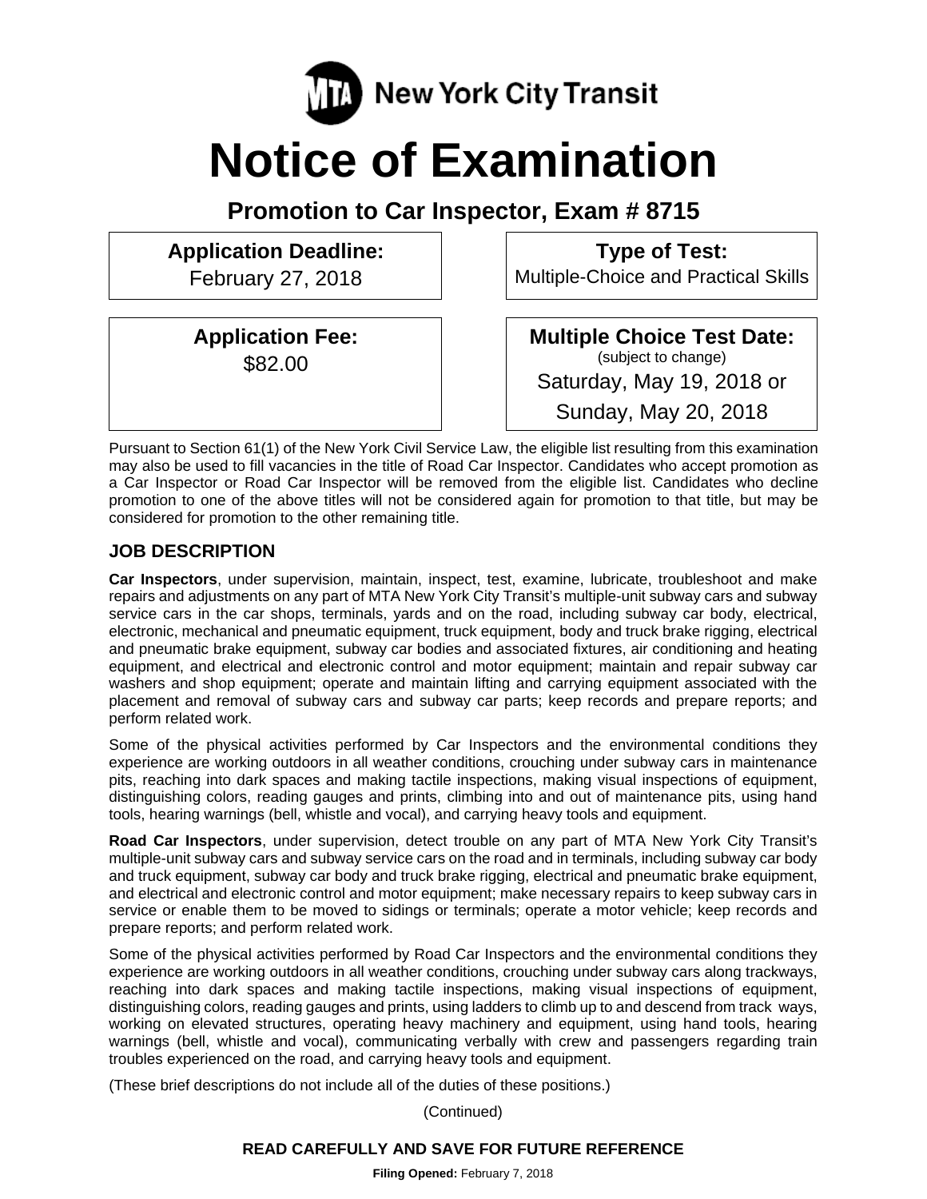MTA New York City Transit

# Notice of Examination

## Promotion to Car Inspector, Exam # 8715

**Application Deadline:**
February 27, 2018

**Type of Test:**
Multiple-Choice and Practical Skills

**Application Fee:**
$82.00

**Multiple Choice Test Date:**
(subject to change)
Saturday, May 19, 2018 or
Sunday, May 20, 2018

Pursuant to Section 61(1) of the New York Civil Service Law, the eligible list resulting from this examination may also be used to fill vacancies in the title of Road Car Inspector. Candidates who accept promotion as a Car Inspector or Road Car Inspector will be removed from the eligible list. Candidates who decline promotion to one of the above titles will not be considered again for promotion to that title, but may be considered for promotion to the other remaining title.

### JOB DESCRIPTION

**Car Inspectors**, under supervision, maintain, inspect, test, examine, lubricate, troubleshoot and make repairs and adjustments on any part of MTA New York City Transit's multiple-unit subway cars and subway service cars in the car shops, terminals, yards and on the road, including subway car body, electrical, electronic, mechanical and pneumatic equipment, truck equipment, body and truck brake rigging, electrical and pneumatic brake equipment, subway car bodies and associated fixtures, air conditioning and heating equipment, and electrical and electronic control and motor equipment; maintain and repair subway car washers and shop equipment; operate and maintain lifting and carrying equipment associated with the placement and removal of subway cars and subway car parts; keep records and prepare reports; and perform related work.

Some of the physical activities performed by Car Inspectors and the environmental conditions they experience are working outdoors in all weather conditions, crouching under subway cars in maintenance pits, reaching into dark spaces and making tactile inspections, making visual inspections of equipment, distinguishing colors, reading gauges and prints, climbing into and out of maintenance pits, using hand tools, hearing warnings (bell, whistle and vocal), and carrying heavy tools and equipment.

**Road Car Inspectors**, under supervision, detect trouble on any part of MTA New York City Transit's multiple-unit subway cars and subway service cars on the road and in terminals, including subway car body and truck equipment, subway car body and truck brake rigging, electrical and pneumatic brake equipment, and electrical and electronic control and motor equipment; make necessary repairs to keep subway cars in service or enable them to be moved to sidings or terminals; operate a motor vehicle; keep records and prepare reports; and perform related work.

Some of the physical activities performed by Road Car Inspectors and the environmental conditions they experience are working outdoors in all weather conditions, crouching under subway cars along trackways, reaching into dark spaces and making tactile inspections, making visual inspections of equipment, distinguishing colors, reading gauges and prints, using ladders to climb up to and descend from track ways, working on elevated structures, operating heavy machinery and equipment, using hand tools, hearing warnings (bell, whistle and vocal), communicating verbally with crew and passengers regarding train troubles experienced on the road, and carrying heavy tools and equipment.

(These brief descriptions do not include all of the duties of these positions.)

(Continued)

**READ CAREFULLY AND SAVE FOR FUTURE REFERENCE**

**Filing Opened:** February 7, 2018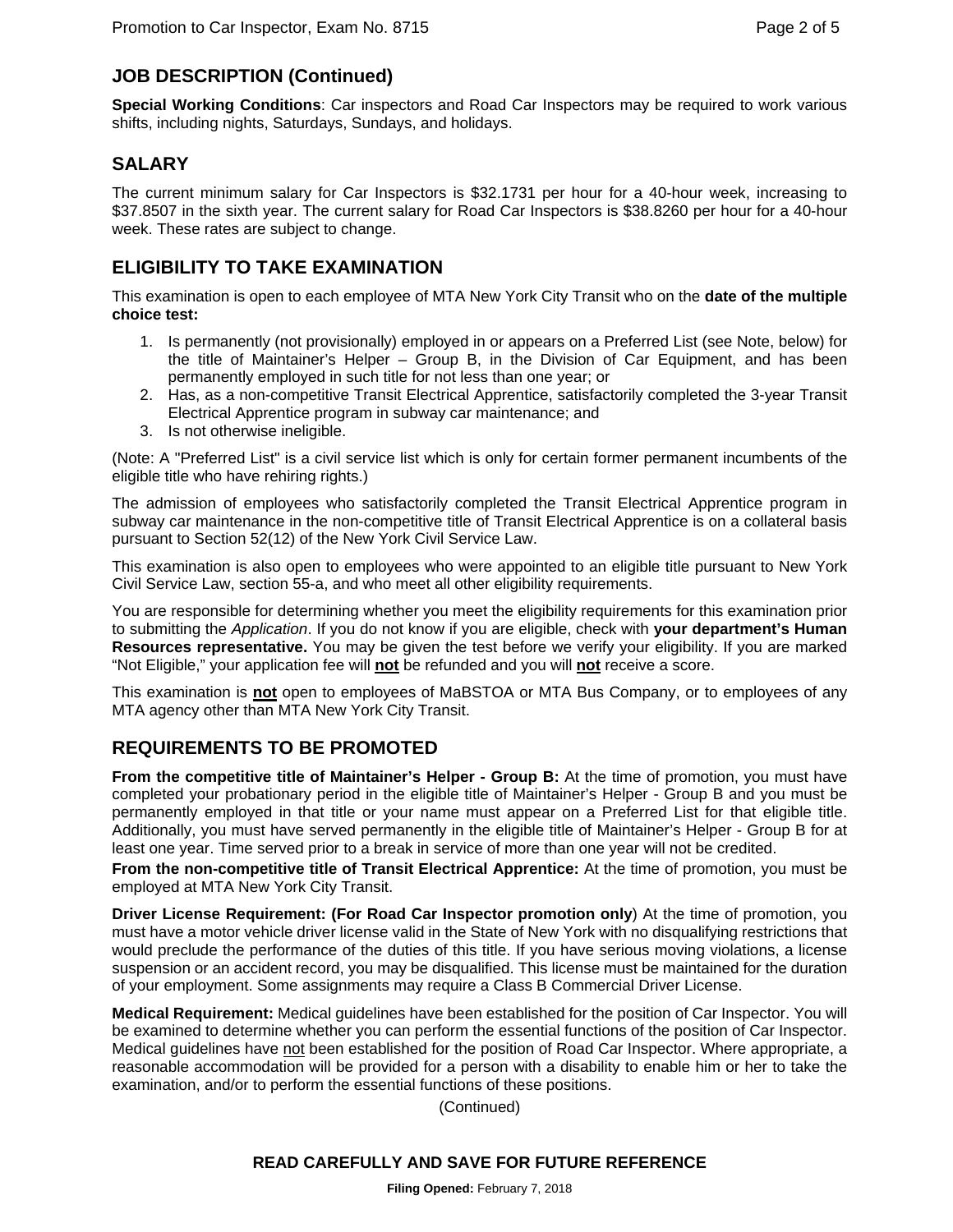## JOB DESCRIPTION (Continued)

**Special Working Conditions**: Car inspectors and Road Car Inspectors may be required to work various shifts, including nights, Saturdays, Sundays, and holidays.

## SALARY

The current minimum salary for Car Inspectors is $32.1731 per hour for a 40-hour week, increasing to $37.8507 in the sixth year. The current salary for Road Car Inspectors is $38.8260 per hour for a 40-hour week. These rates are subject to change.

## ELIGIBILITY TO TAKE EXAMINATION

This examination is open to each employee of MTA New York City Transit who on the **date of the multiple choice test:**

1. Is permanently (not provisionally) employed in or appears on a Preferred List (see Note, below) for the title of Maintainer's Helper – Group B, in the Division of Car Equipment, and has been permanently employed in such title for not less than one year; or
2. Has, as a non-competitive Transit Electrical Apprentice, satisfactorily completed the 3-year Transit Electrical Apprentice program in subway car maintenance; and
3. Is not otherwise ineligible.

(Note: A "Preferred List" is a civil service list which is only for certain former permanent incumbents of the eligible title who have rehiring rights.)

The admission of employees who satisfactorily completed the Transit Electrical Apprentice program in subway car maintenance in the non-competitive title of Transit Electrical Apprentice is on a collateral basis pursuant to Section 52(12) of the New York Civil Service Law.

This examination is also open to employees who were appointed to an eligible title pursuant to New York Civil Service Law, section 55-a, and who meet all other eligibility requirements.

You are responsible for determining whether you meet the eligibility requirements for this examination prior to submitting the *Application*. If you do not know if you are eligible, check with **your department's Human Resources representative.** You may be given the test before we verify your eligibility. If you are marked "Not Eligible," your application fee will **not** be refunded and you will **not** receive a score.

This examination is **not** open to employees of MaBSTOA or MTA Bus Company, or to employees of any MTA agency other than MTA New York City Transit.

## REQUIREMENTS TO BE PROMOTED

**From the competitive title of Maintainer's Helper - Group B:** At the time of promotion, you must have completed your probationary period in the eligible title of Maintainer's Helper - Group B and you must be permanently employed in that title or your name must appear on a Preferred List for that eligible title. Additionally, you must have served permanently in the eligible title of Maintainer's Helper - Group B for at least one year. Time served prior to a break in service of more than one year will not be credited.

**From the non-competitive title of Transit Electrical Apprentice:** At the time of promotion, you must be employed at MTA New York City Transit.

**Driver License Requirement: (For Road Car Inspector promotion only**) At the time of promotion, you must have a motor vehicle driver license valid in the State of New York with no disqualifying restrictions that would preclude the performance of the duties of this title. If you have serious moving violations, a license suspension or an accident record, you may be disqualified. This license must be maintained for the duration of your employment. Some assignments may require a Class B Commercial Driver License.

**Medical Requirement:** Medical guidelines have been established for the position of Car Inspector. You will be examined to determine whether you can perform the essential functions of the position of Car Inspector. Medical guidelines have not been established for the position of Road Car Inspector. Where appropriate, a reasonable accommodation will be provided for a person with a disability to enable him or her to take the examination, and/or to perform the essential functions of these positions.

(Continued)

**READ CAREFULLY AND SAVE FOR FUTURE REFERENCE**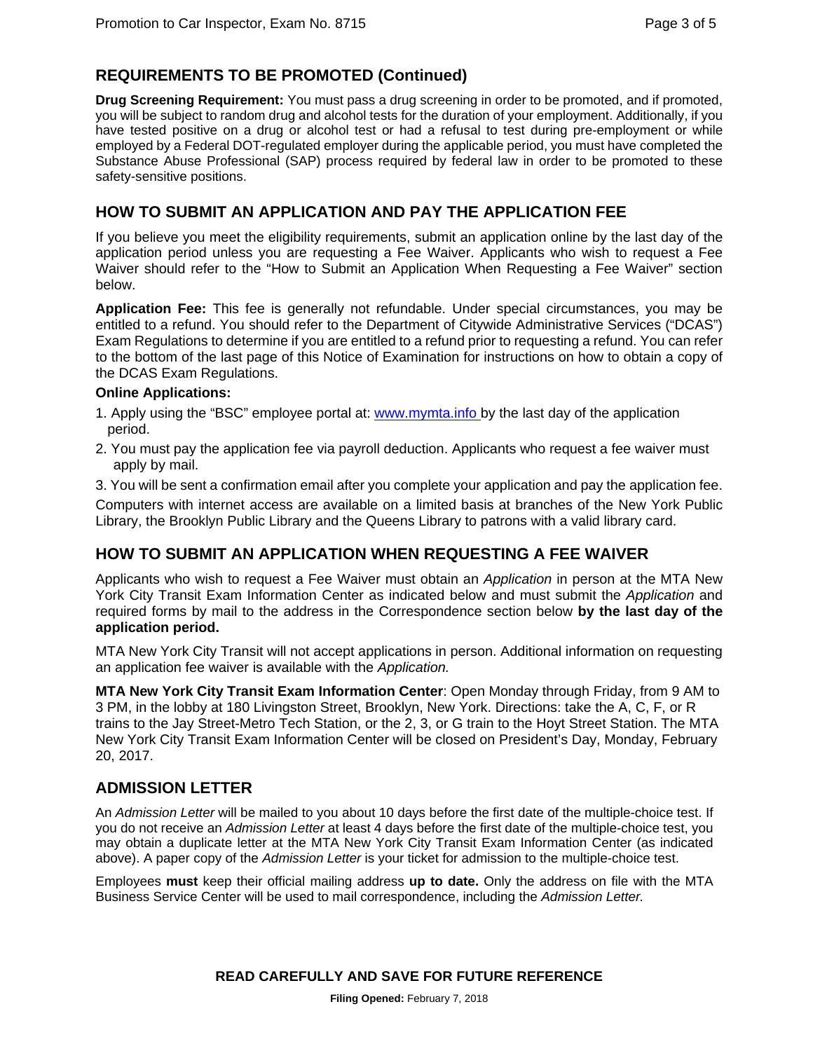## REQUIREMENTS TO BE PROMOTED (Continued)

**Drug Screening Requirement:** You must pass a drug screening in order to be promoted, and if promoted, you will be subject to random drug and alcohol tests for the duration of your employment. Additionally, if you have tested positive on a drug or alcohol test or had a refusal to test during pre-employment or while employed by a Federal DOT-regulated employer during the applicable period, you must have completed the Substance Abuse Professional (SAP) process required by federal law in order to be promoted to these safety-sensitive positions.

## HOW TO SUBMIT AN APPLICATION AND PAY THE APPLICATION FEE

If you believe you meet the eligibility requirements, submit an application online by the last day of the application period unless you are requesting a Fee Waiver. Applicants who wish to request a Fee Waiver should refer to the "How to Submit an Application When Requesting a Fee Waiver" section below.

**Application Fee:** This fee is generally not refundable. Under special circumstances, you may be entitled to a refund. You should refer to the Department of Citywide Administrative Services ("DCAS") Exam Regulations to determine if you are entitled to a refund prior to requesting a refund. You can refer to the bottom of the last page of this Notice of Examination for instructions on how to obtain a copy of the DCAS Exam Regulations.

**Online Applications:**

1. Apply using the "BSC" employee portal at: www.mymta.info by the last day of the application period.
2. You must pay the application fee via payroll deduction. Applicants who request a fee waiver must apply by mail.
3. You will be sent a confirmation email after you complete your application and pay the application fee.

Computers with internet access are available on a limited basis at branches of the New York Public Library, the Brooklyn Public Library and the Queens Library to patrons with a valid library card.

## HOW TO SUBMIT AN APPLICATION WHEN REQUESTING A FEE WAIVER

Applicants who wish to request a Fee Waiver must obtain an *Application* in person at the MTA New York City Transit Exam Information Center as indicated below and must submit the *Application* and required forms by mail to the address in the Correspondence section below **by the last day of the application period.**

MTA New York City Transit will not accept applications in person. Additional information on requesting an application fee waiver is available with the *Application.*

**MTA New York City Transit Exam Information Center**: Open Monday through Friday, from 9 AM to 3 PM, in the lobby at 180 Livingston Street, Brooklyn, New York. Directions: take the A, C, F, or R trains to the Jay Street-Metro Tech Station, or the 2, 3, or G train to the Hoyt Street Station. The MTA New York City Transit Exam Information Center will be closed on President's Day, Monday, February 20, 2017.

## ADMISSION LETTER

An *Admission Letter* will be mailed to you about 10 days before the first date of the multiple-choice test. If you do not receive an *Admission Letter* at least 4 days before the first date of the multiple-choice test, you may obtain a duplicate letter at the MTA New York City Transit Exam Information Center (as indicated above). A paper copy of the *Admission Letter* is your ticket for admission to the multiple-choice test.

Employees **must** keep their official mailing address **up to date.** Only the address on file with the MTA Business Service Center will be used to mail correspondence, including the *Admission Letter.*

**READ CAREFULLY AND SAVE FOR FUTURE REFERENCE**

**Filing Opened:** February 7, 2018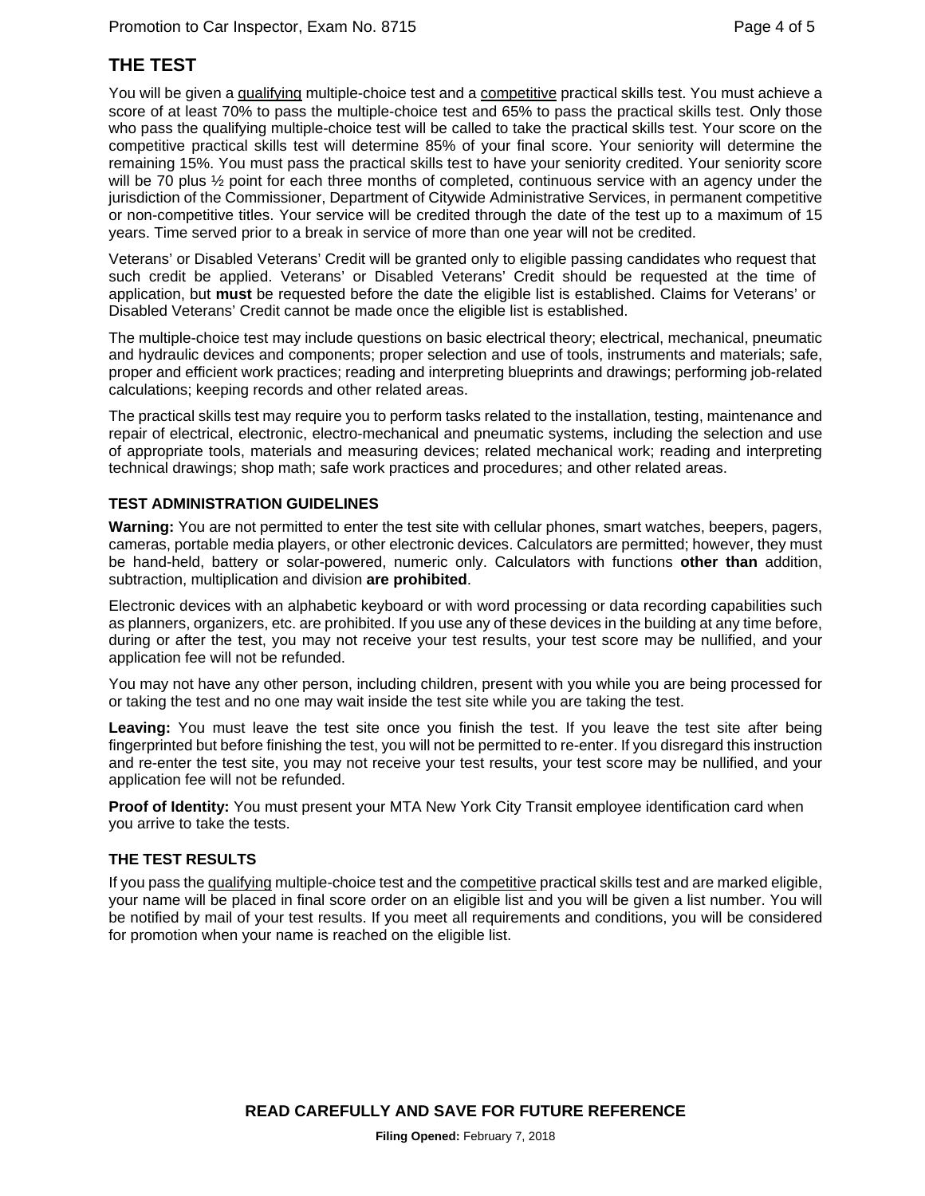## THE TEST

You will be given a qualifying multiple-choice test and a competitive practical skills test. You must achieve a score of at least 70% to pass the multiple-choice test and 65% to pass the practical skills test. Only those who pass the qualifying multiple-choice test will be called to take the practical skills test. Your score on the competitive practical skills test will determine 85% of your final score. Your seniority will determine the remaining 15%. You must pass the practical skills test to have your seniority credited. Your seniority score will be 70 plus ½ point for each three months of completed, continuous service with an agency under the jurisdiction of the Commissioner, Department of Citywide Administrative Services, in permanent competitive or non-competitive titles. Your service will be credited through the date of the test up to a maximum of 15 years. Time served prior to a break in service of more than one year will not be credited.

Veterans' or Disabled Veterans' Credit will be granted only to eligible passing candidates who request that such credit be applied. Veterans' or Disabled Veterans' Credit should be requested at the time of application, but **must** be requested before the date the eligible list is established. Claims for Veterans' or Disabled Veterans' Credit cannot be made once the eligible list is established.

The multiple-choice test may include questions on basic electrical theory; electrical, mechanical, pneumatic and hydraulic devices and components; proper selection and use of tools, instruments and materials; safe, proper and efficient work practices; reading and interpreting blueprints and drawings; performing job-related calculations; keeping records and other related areas.

The practical skills test may require you to perform tasks related to the installation, testing, maintenance and repair of electrical, electronic, electro-mechanical and pneumatic systems, including the selection and use of appropriate tools, materials and measuring devices; related mechanical work; reading and interpreting technical drawings; shop math; safe work practices and procedures; and other related areas.

### TEST ADMINISTRATION GUIDELINES

**Warning:** You are not permitted to enter the test site with cellular phones, smart watches, beepers, pagers, cameras, portable media players, or other electronic devices. Calculators are permitted; however, they must be hand-held, battery or solar-powered, numeric only. Calculators with functions **other than** addition, subtraction, multiplication and division **are prohibited**.

Electronic devices with an alphabetic keyboard or with word processing or data recording capabilities such as planners, organizers, etc. are prohibited. If you use any of these devices in the building at any time before, during or after the test, you may not receive your test results, your test score may be nullified, and your application fee will not be refunded.

You may not have any other person, including children, present with you while you are being processed for or taking the test and no one may wait inside the test site while you are taking the test.

**Leaving:** You must leave the test site once you finish the test. If you leave the test site after being fingerprinted but before finishing the test, you will not be permitted to re-enter. If you disregard this instruction and re-enter the test site, you may not receive your test results, your test score may be nullified, and your application fee will not be refunded.

**Proof of Identity:** You must present your MTA New York City Transit employee identification card when you arrive to take the tests.

### THE TEST RESULTS

If you pass the qualifying multiple-choice test and the competitive practical skills test and are marked eligible, your name will be placed in final score order on an eligible list and you will be given a list number. You will be notified by mail of your test results. If you meet all requirements and conditions, you will be considered for promotion when your name is reached on the eligible list.

**READ CAREFULLY AND SAVE FOR FUTURE REFERENCE**

**Filing Opened:** February 7, 2018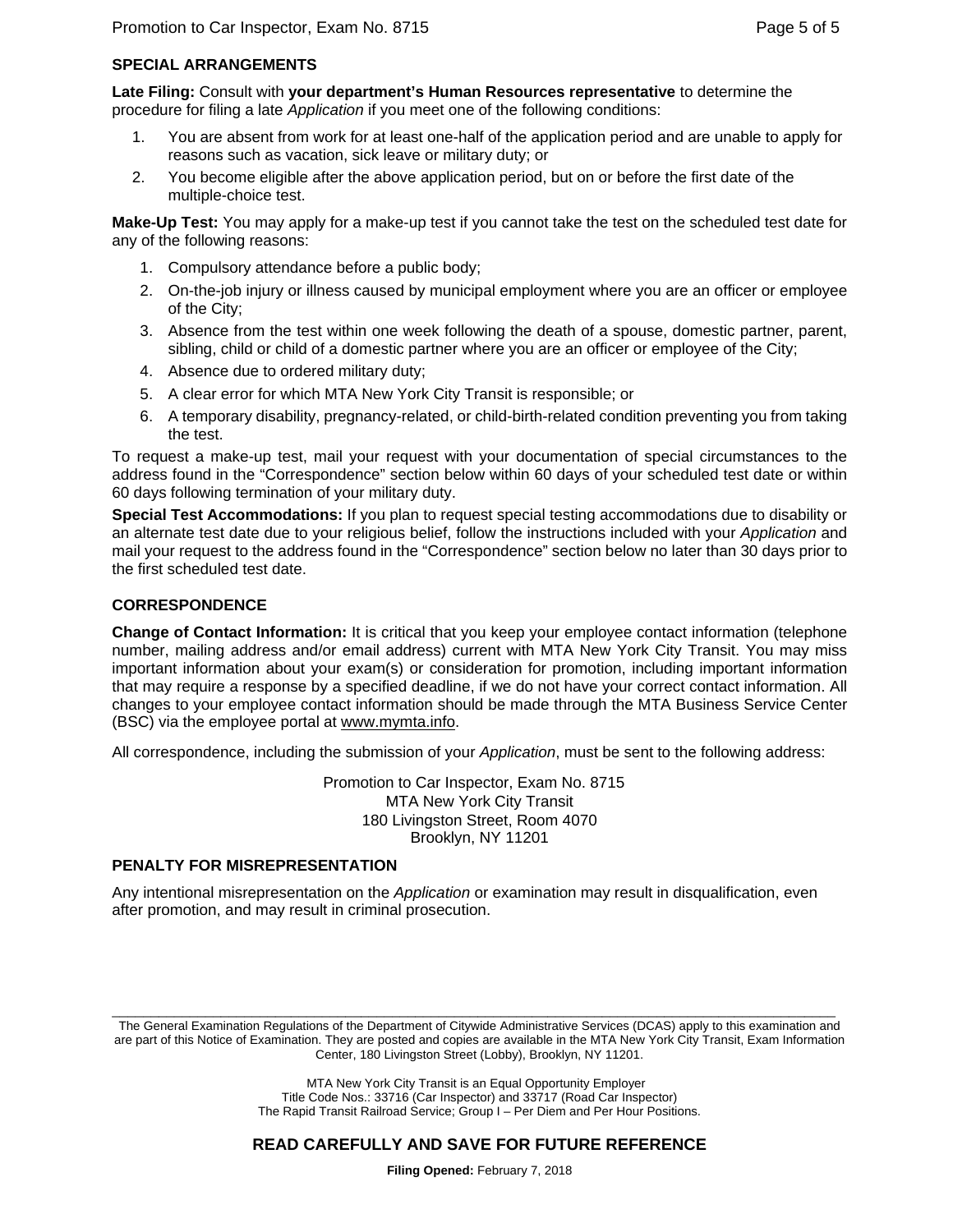## SPECIAL ARRANGEMENTS

**Late Filing:** Consult with **your department's Human Resources representative** to determine the procedure for filing a late *Application* if you meet one of the following conditions:

1. You are absent from work for at least one-half of the application period and are unable to apply for reasons such as vacation, sick leave or military duty; or
2. You become eligible after the above application period, but on or before the first date of the multiple-choice test.

**Make-Up Test:** You may apply for a make-up test if you cannot take the test on the scheduled test date for any of the following reasons:

1. Compulsory attendance before a public body;
2. On-the-job injury or illness caused by municipal employment where you are an officer or employee of the City;
3. Absence from the test within one week following the death of a spouse, domestic partner, parent, sibling, child or child of a domestic partner where you are an officer or employee of the City;
4. Absence due to ordered military duty;
5. A clear error for which MTA New York City Transit is responsible; or
6. A temporary disability, pregnancy-related, or child-birth-related condition preventing you from taking the test.

To request a make-up test, mail your request with your documentation of special circumstances to the address found in the "Correspondence" section below within 60 days of your scheduled test date or within 60 days following termination of your military duty.

**Special Test Accommodations:** If you plan to request special testing accommodations due to disability or an alternate test date due to your religious belief, follow the instructions included with your *Application* and mail your request to the address found in the "Correspondence" section below no later than 30 days prior to the first scheduled test date.

## CORRESPONDENCE

**Change of Contact Information:** It is critical that you keep your employee contact information (telephone number, mailing address and/or email address) current with MTA New York City Transit. You may miss important information about your exam(s) or consideration for promotion, including important information that may require a response by a specified deadline, if we do not have your correct contact information. All changes to your employee contact information should be made through the MTA Business Service Center (BSC) via the employee portal at www.mymta.info.

All correspondence, including the submission of your *Application*, must be sent to the following address:

Promotion to Car Inspector, Exam No. 8715
MTA New York City Transit
180 Livingston Street, Room 4070
Brooklyn, NY 11201

## PENALTY FOR MISREPRESENTATION

Any intentional misrepresentation on the *Application* or examination may result in disqualification, even after promotion, and may result in criminal prosecution.

---

The General Examination Regulations of the Department of Citywide Administrative Services (DCAS) apply to this examination and are part of this Notice of Examination. They are posted and copies are available in the MTA New York City Transit, Exam Information Center, 180 Livingston Street (Lobby), Brooklyn, NY 11201.

MTA New York City Transit is an Equal Opportunity Employer
Title Code Nos.: 33716 (Car Inspector) and 33717 (Road Car Inspector)
The Rapid Transit Railroad Service; Group I – Per Diem and Per Hour Positions.

**READ CAREFULLY AND SAVE FOR FUTURE REFERENCE**

**Filing Opened:** February 7, 2018